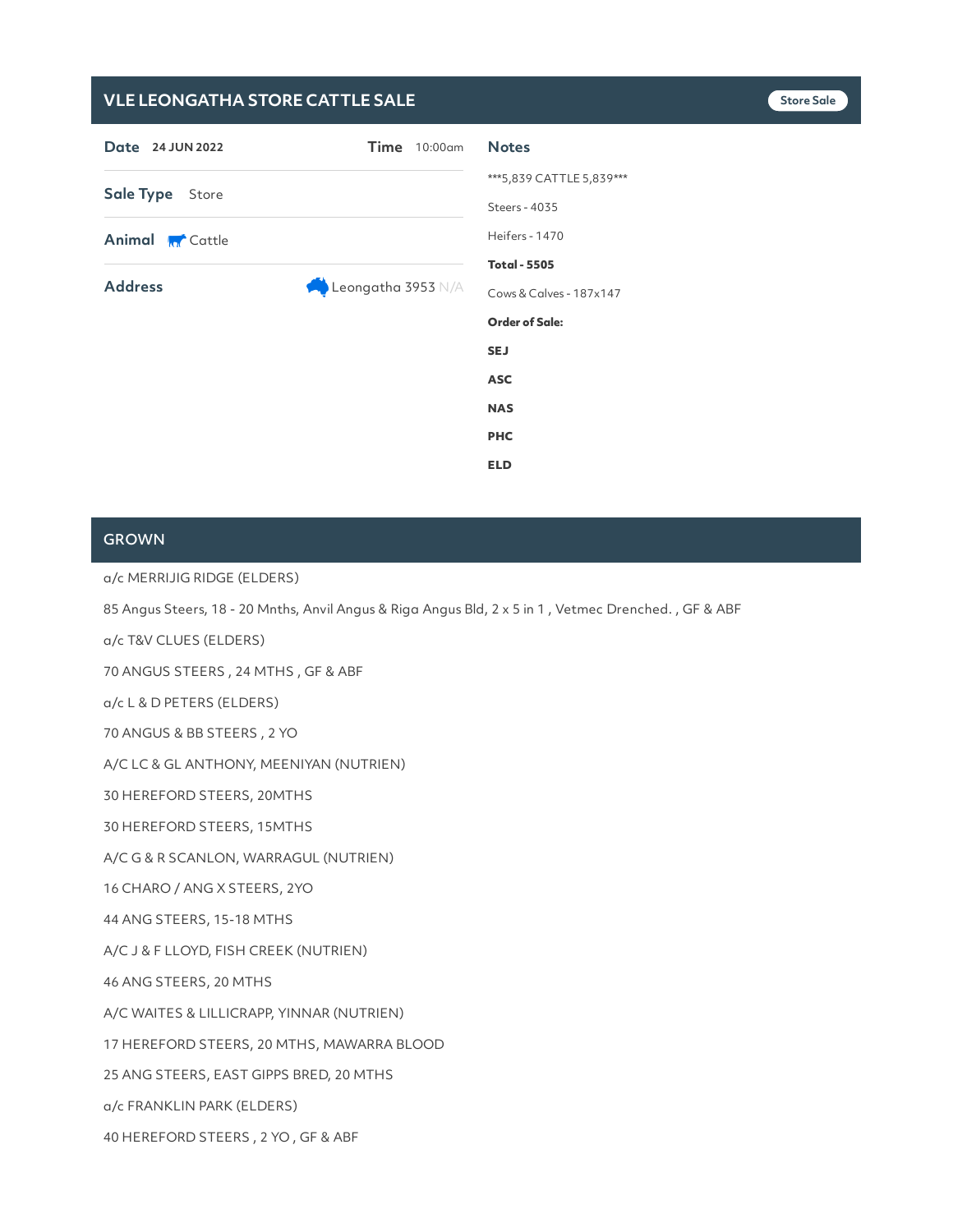# VLE LEONGATHA STORE CATTLE SALE

Store Sale

**Date** 24 JUN 2022

**Time** 10:00am

**Sale Type** Store

**Animal** Cattle

**Address** Leongatha 3953 N/A

## Notes

***5,839 CATTLE 5,839***

Steers - 4035

Heifers - 1470

**Total - 5505**

Cows & Calves - 187x147

**Order of Sale:**

**SEJ**

**ASC**

**NAS**

**PHC**

**ELD**

## GROWN

a/c MERRIJIG RIDGE (ELDERS)

85 Angus Steers, 18 - 20 Mnths, Anvil Angus & Riga Angus Bld, 2 x 5 in 1 , Vetmec Drenched. , GF & ABF

a/c T&V CLUES (ELDERS)

70 ANGUS STEERS , 24 MTHS , GF & ABF

a/c L & D PETERS (ELDERS)

70 ANGUS & BB STEERS , 2 YO

A/C LC & GL ANTHONY, MEENIYAN (NUTRIEN)

30 HEREFORD STEERS, 20MTHS

30 HEREFORD STEERS, 15MTHS

A/C G & R SCANLON, WARRAGUL (NUTRIEN)

16 CHARO / ANG X STEERS, 2YO

44 ANG STEERS, 15-18 MTHS

A/C J & F LLOYD, FISH CREEK (NUTRIEN)

46 ANG STEERS, 20 MTHS

A/C WAITES & LILLICRAPP, YINNAR (NUTRIEN)

17 HEREFORD STEERS, 20 MTHS, MAWARRA BLOOD

25 ANG STEERS, EAST GIPPS BRED, 20 MTHS

a/c FRANKLIN PARK (ELDERS)

40 HEREFORD STEERS , 2 YO , GF & ABF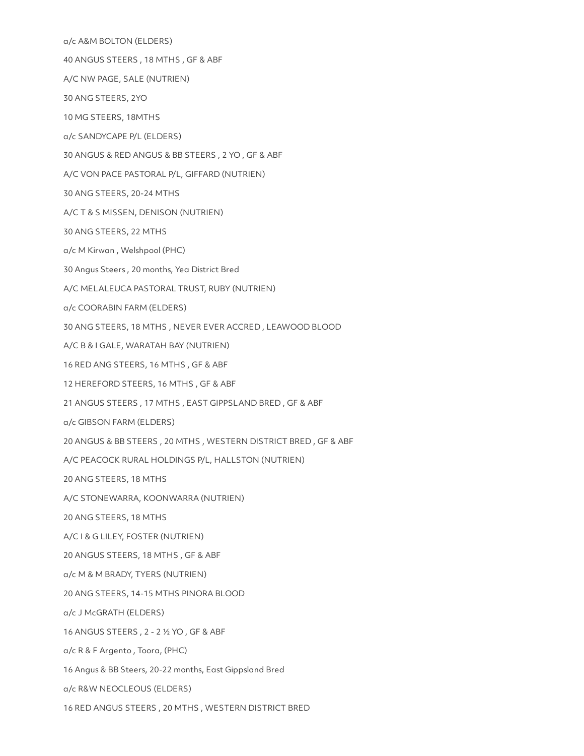a/c A&M BOLTON (ELDERS)

40 ANGUS STEERS , 18 MTHS , GF & ABF

A/C NW PAGE, SALE (NUTRIEN)

30 ANG STEERS, 2YO

10 MG STEERS, 18MTHS

a/c SANDYCAPE P/L (ELDERS)

30 ANGUS & RED ANGUS & BB STEERS , 2 YO , GF & ABF

A/C VON PACE PASTORAL P/L, GIFFARD (NUTRIEN)

30 ANG STEERS, 20-24 MTHS

A/C T & S MISSEN, DENISON (NUTRIEN)

30 ANG STEERS, 22 MTHS

a/c M Kirwan , Welshpool (PHC)

30 Angus Steers , 20 months, Yea District Bred

A/C MELALEUCA PASTORAL TRUST, RUBY (NUTRIEN)

a/c COORABIN FARM (ELDERS)

30 ANG STEERS, 18 MTHS , NEVER EVER ACCRED , LEAWOOD BLOOD

A/C B & I GALE, WARATAH BAY (NUTRIEN)

16 RED ANG STEERS, 16 MTHS , GF & ABF

12 HEREFORD STEERS, 16 MTHS , GF & ABF

21 ANGUS STEERS , 17 MTHS , EAST GIPPSLAND BRED , GF & ABF

a/c GIBSON FARM (ELDERS)

20 ANGUS & BB STEERS , 20 MTHS , WESTERN DISTRICT BRED , GF & ABF

A/C PEACOCK RURAL HOLDINGS P/L, HALLSTON (NUTRIEN)

20 ANG STEERS, 18 MTHS

A/C STONEWARRA, KOONWARRA (NUTRIEN)

20 ANG STEERS, 18 MTHS

A/C I & G LILEY, FOSTER (NUTRIEN)

20 ANGUS STEERS, 18 MTHS , GF & ABF

a/c M & M BRADY, TYERS (NUTRIEN)

20 ANG STEERS, 14-15 MTHS PINORA BLOOD

a/c J McGRATH (ELDERS)

16 ANGUS STEERS , 2 - 2 ½ YO , GF & ABF

a/c R & F Argento , Toora, (PHC)

16 Angus & BB Steers, 20-22 months, East Gippsland Bred

a/c R&W NEOCLEOUS (ELDERS)

16 RED ANGUS STEERS , 20 MTHS , WESTERN DISTRICT BRED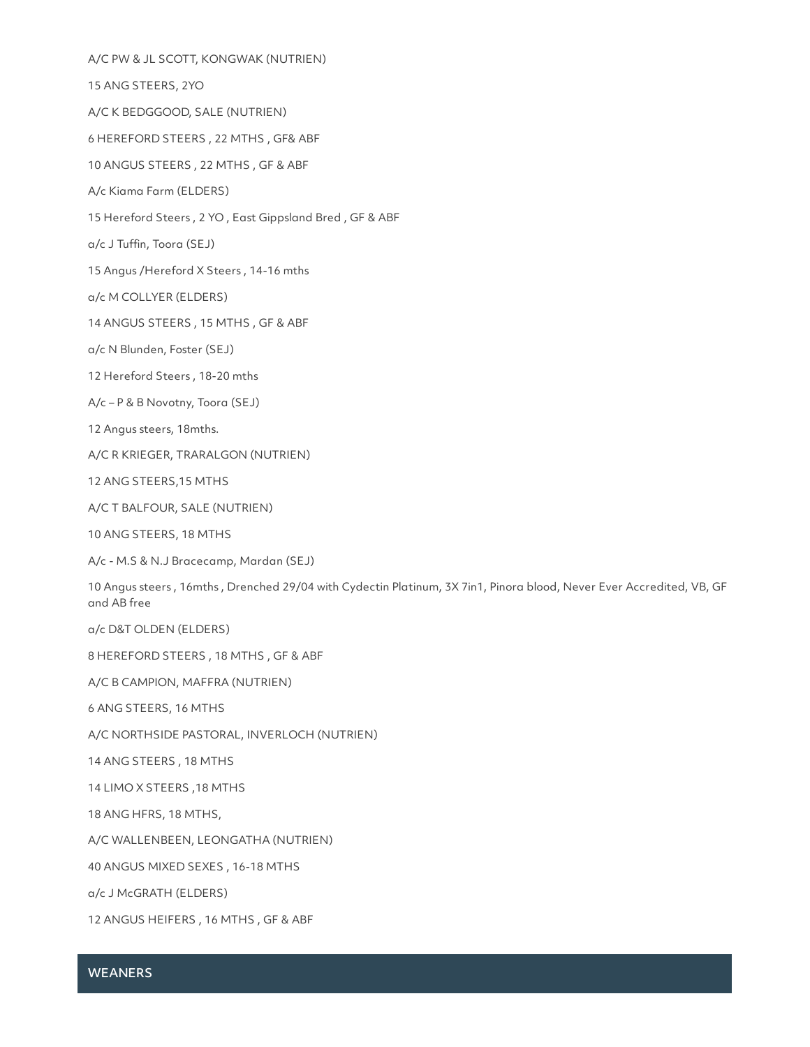A/C PW & JL SCOTT, KONGWAK (NUTRIEN)

15 ANG STEERS, 2YO

A/C K BEDGGOOD, SALE (NUTRIEN)

6 HEREFORD STEERS , 22 MTHS , GF& ABF

10 ANGUS STEERS , 22 MTHS , GF & ABF

A/c Kiama Farm (ELDERS)

15 Hereford Steers , 2 YO , East Gippsland Bred , GF & ABF

a/c J Tuffin, Toora (SEJ)

15 Angus /Hereford X Steers , 14-16 mths

a/c M COLLYER (ELDERS)

14 ANGUS STEERS , 15 MTHS , GF & ABF

a/c N Blunden, Foster (SEJ)

12 Hereford Steers , 18-20 mths

A/c – P & B Novotny, Toora (SEJ)

12 Angus steers, 18mths.

A/C R KRIEGER, TRARALGON (NUTRIEN)

12 ANG STEERS,15 MTHS

A/C T BALFOUR, SALE (NUTRIEN)

10 ANG STEERS, 18 MTHS

A/c - M.S & N.J Bracecamp, Mardan (SEJ)

10 Angus steers , 16mths , Drenched 29/04 with Cydectin Platinum, 3X 7in1, Pinora blood, Never Ever Accredited, VB, GF and AB free

a/c D&T OLDEN (ELDERS)

8 HEREFORD STEERS , 18 MTHS , GF & ABF

A/C B CAMPION, MAFFRA (NUTRIEN)

6 ANG STEERS, 16 MTHS

A/C NORTHSIDE PASTORAL, INVERLOCH (NUTRIEN)

14 ANG STEERS , 18 MTHS

14 LIMO X STEERS ,18 MTHS

18 ANG HFRS, 18 MTHS,

A/C WALLENBEEN, LEONGATHA (NUTRIEN)

40 ANGUS MIXED SEXES , 16-18 MTHS

a/c J McGRATH (ELDERS)

12 ANGUS HEIFERS , 16 MTHS , GF & ABF

## WEANERS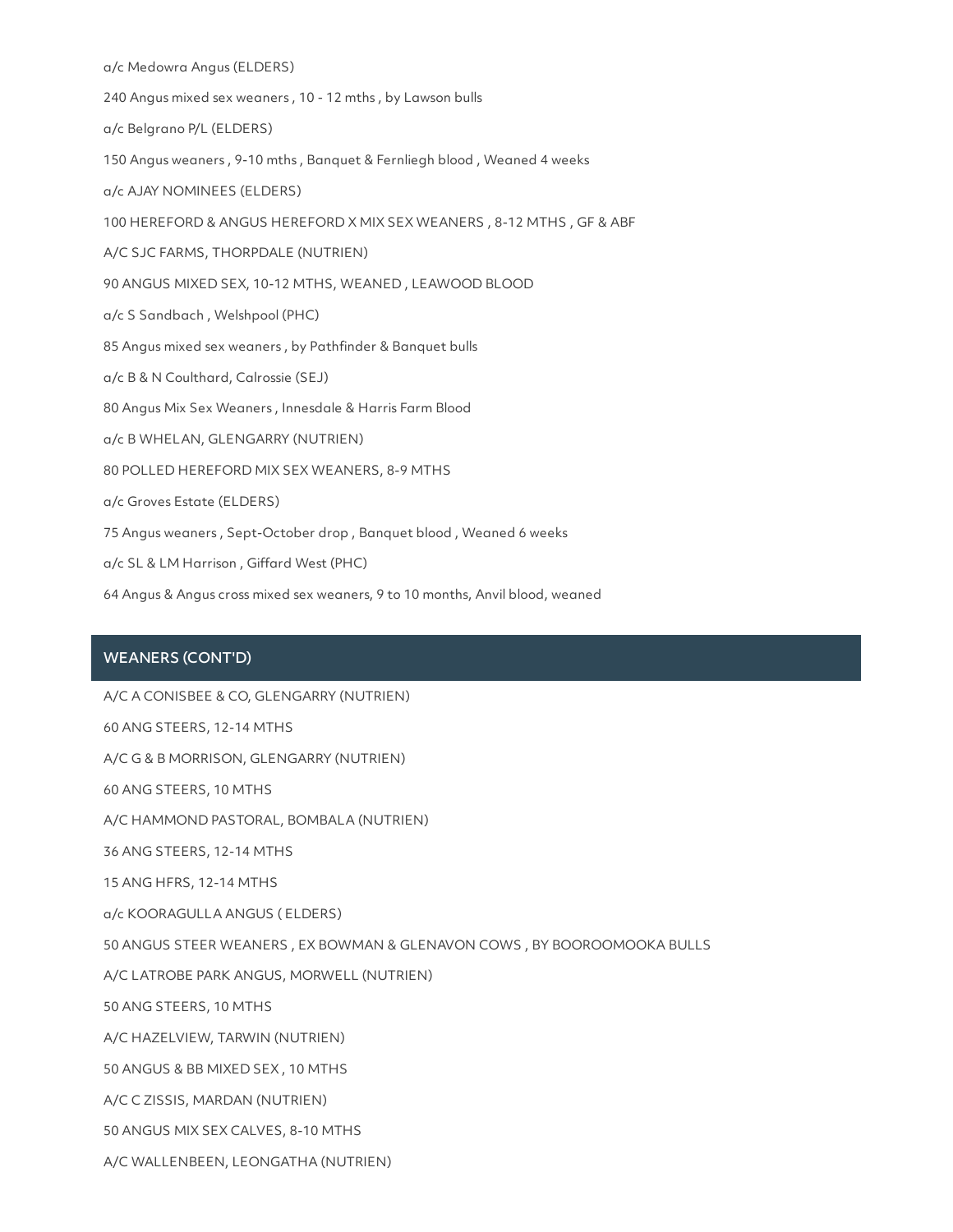a/c Medowra Angus (ELDERS)

240 Angus mixed sex weaners , 10 - 12 mths , by Lawson bulls

a/c Belgrano P/L (ELDERS)

150 Angus weaners , 9-10 mths , Banquet & Fernliegh blood , Weaned 4 weeks

a/c AJAY NOMINEES (ELDERS)

100 HEREFORD & ANGUS HEREFORD X MIX SEX WEANERS , 8-12 MTHS , GF & ABF

A/C SJC FARMS, THORPDALE (NUTRIEN)

90 ANGUS MIXED SEX, 10-12 MTHS, WEANED , LEAWOOD BLOOD

a/c S Sandbach , Welshpool (PHC)

85 Angus mixed sex weaners , by Pathfinder & Banquet bulls

a/c B & N Coulthard, Calrossie (SEJ)

80 Angus Mix Sex Weaners , Innesdale & Harris Farm Blood

a/c B WHELAN, GLENGARRY (NUTRIEN)

80 POLLED HEREFORD MIX SEX WEANERS, 8-9 MTHS

a/c Groves Estate (ELDERS)

75 Angus weaners , Sept-October drop , Banquet blood , Weaned 6 weeks

a/c SL & LM Harrison , Giffard West (PHC)

64 Angus & Angus cross mixed sex weaners, 9 to 10 months, Anvil blood, weaned

## WEANERS (CONT'D)

A/C A CONISBEE & CO, GLENGARRY (NUTRIEN)

60 ANG STEERS, 12-14 MTHS

A/C G & B MORRISON, GLENGARRY (NUTRIEN)

60 ANG STEERS, 10 MTHS

A/C HAMMOND PASTORAL, BOMBALA (NUTRIEN)

36 ANG STEERS, 12-14 MTHS

15 ANG HFRS, 12-14 MTHS

a/c KOORAGULLA ANGUS ( ELDERS)

50 ANGUS STEER WEANERS , EX BOWMAN & GLENAVON COWS , BY BOOROOMOOKA BULLS

A/C LATROBE PARK ANGUS, MORWELL (NUTRIEN)

50 ANG STEERS, 10 MTHS

A/C HAZELVIEW, TARWIN (NUTRIEN)

50 ANGUS & BB MIXED SEX , 10 MTHS

A/C C ZISSIS, MARDAN (NUTRIEN)

50 ANGUS MIX SEX CALVES, 8-10 MTHS

A/C WALLENBEEN, LEONGATHA (NUTRIEN)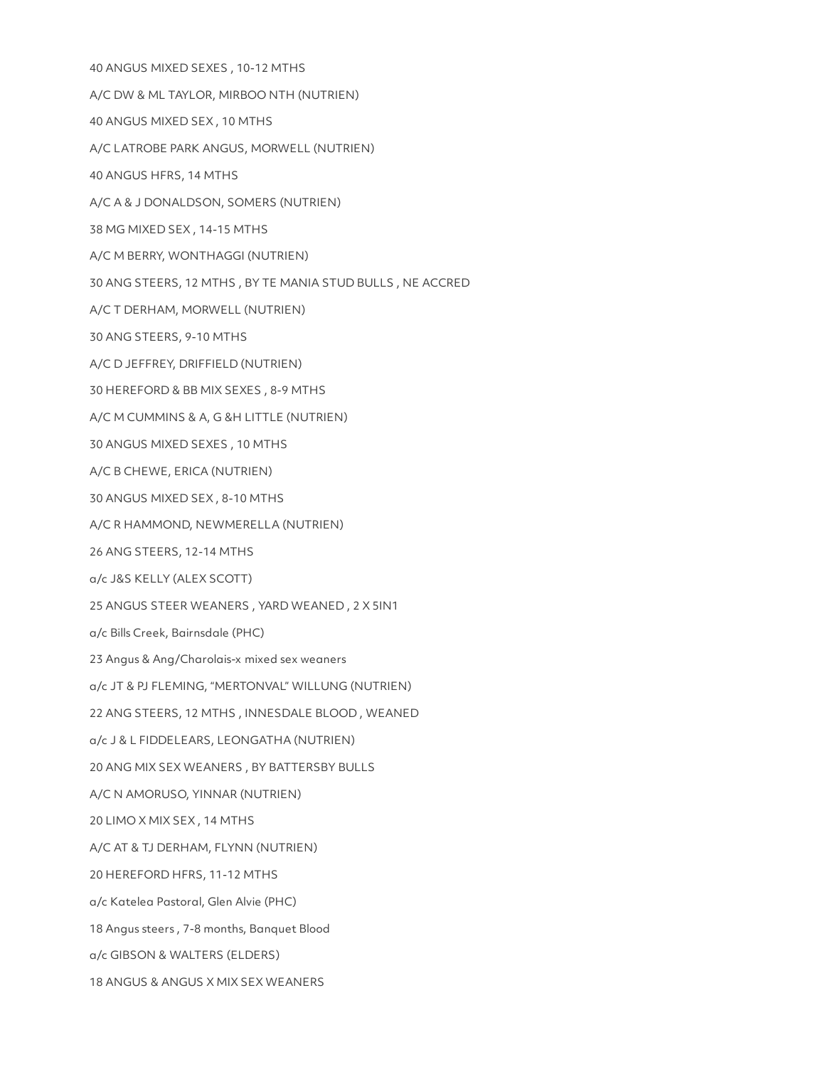40 ANGUS MIXED SEXES , 10-12 MTHS

A/C DW & ML TAYLOR, MIRBOO NTH (NUTRIEN)

40 ANGUS MIXED SEX , 10 MTHS

A/C LATROBE PARK ANGUS, MORWELL (NUTRIEN)

40 ANGUS HFRS, 14 MTHS

A/C A & J DONALDSON, SOMERS (NUTRIEN)

38 MG MIXED SEX , 14-15 MTHS

A/C M BERRY, WONTHAGGI (NUTRIEN)

30 ANG STEERS, 12 MTHS , BY TE MANIA STUD BULLS , NE ACCRED

A/C T DERHAM, MORWELL (NUTRIEN)

30 ANG STEERS, 9-10 MTHS

A/C D JEFFREY, DRIFFIELD (NUTRIEN)

30 HEREFORD & BB MIX SEXES , 8-9 MTHS

A/C M CUMMINS & A, G &H LITTLE (NUTRIEN)

30 ANGUS MIXED SEXES , 10 MTHS

A/C B CHEWE, ERICA (NUTRIEN)

30 ANGUS MIXED SEX , 8-10 MTHS

A/C R HAMMOND, NEWMERELLA (NUTRIEN)

26 ANG STEERS, 12-14 MTHS

a/c J&S KELLY (ALEX SCOTT)

25 ANGUS STEER WEANERS , YARD WEANED , 2 X 5IN1

a/c Bills Creek, Bairnsdale (PHC)

23 Angus & Ang/Charolais-x mixed sex weaners

a/c JT & PJ FLEMING, "MERTONVAL" WILLUNG (NUTRIEN)

22 ANG STEERS, 12 MTHS , INNESDALE BLOOD , WEANED

a/c J & L FIDDELEARS, LEONGATHA (NUTRIEN)

20 ANG MIX SEX WEANERS , BY BATTERSBY BULLS

A/C N AMORUSO, YINNAR (NUTRIEN)

20 LIMO X MIX SEX , 14 MTHS

A/C AT & TJ DERHAM, FLYNN (NUTRIEN)

20 HEREFORD HFRS, 11-12 MTHS

a/c Katelea Pastoral, Glen Alvie (PHC)

18 Angus steers , 7-8 months, Banquet Blood

a/c GIBSON & WALTERS (ELDERS)

18 ANGUS & ANGUS X MIX SEX WEANERS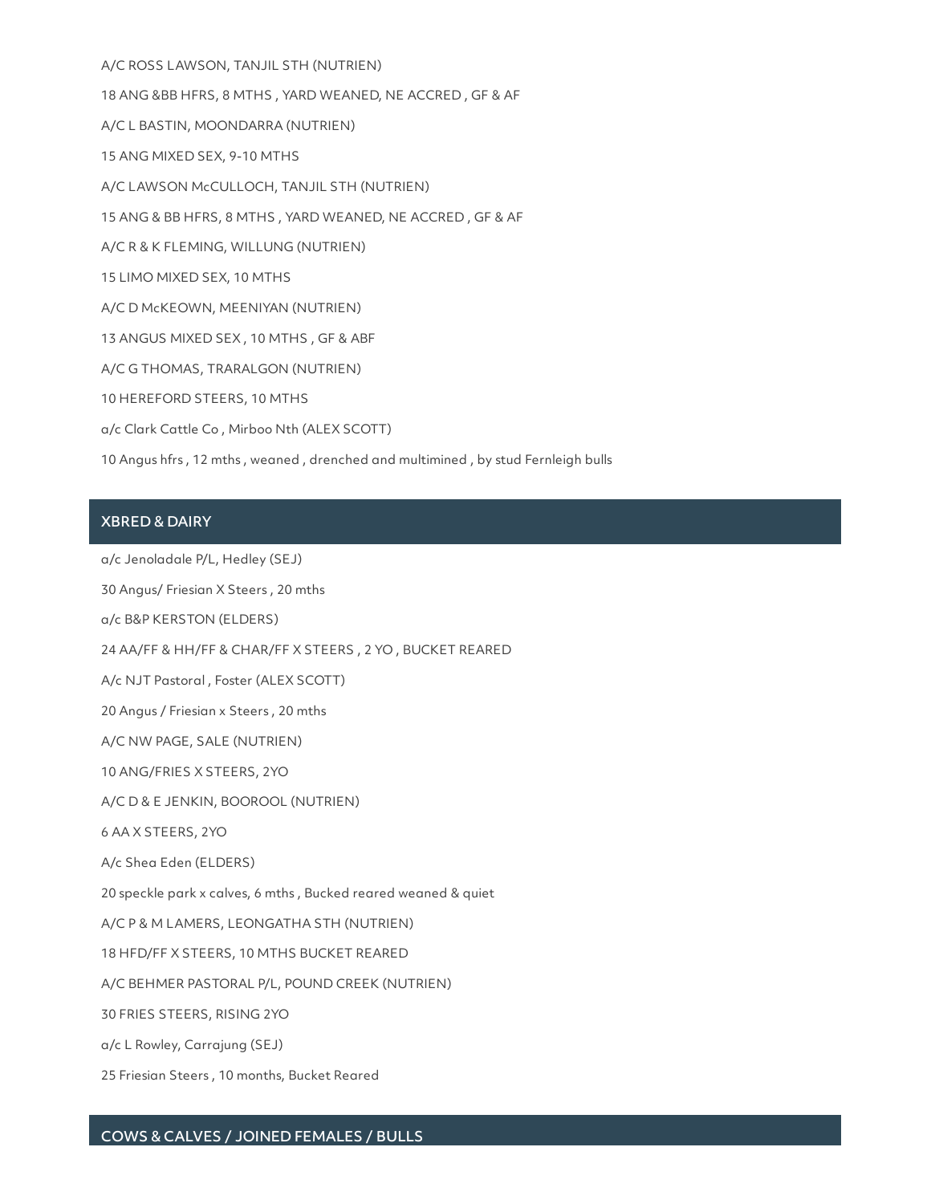A/C ROSS LAWSON, TANJIL STH (NUTRIEN)

18 ANG &BB HFRS, 8 MTHS , YARD WEANED, NE ACCRED , GF & AF

A/C L BASTIN, MOONDARRA (NUTRIEN)

15 ANG MIXED SEX, 9-10 MTHS

A/C LAWSON McCULLOCH, TANJIL STH (NUTRIEN)

15 ANG & BB HFRS, 8 MTHS , YARD WEANED, NE ACCRED , GF & AF

A/C R & K FLEMING, WILLUNG (NUTRIEN)

15 LIMO MIXED SEX, 10 MTHS

A/C D McKEOWN, MEENIYAN (NUTRIEN)

13 ANGUS MIXED SEX , 10 MTHS , GF & ABF

A/C G THOMAS, TRARALGON (NUTRIEN)

10 HEREFORD STEERS, 10 MTHS

a/c Clark Cattle Co , Mirboo Nth (ALEX SCOTT)

10 Angus hfrs , 12 mths , weaned , drenched and multimined , by stud Fernleigh bulls

## XBRED & DAIRY

a/c Jenoladale P/L, Hedley (SEJ)

30 Angus/ Friesian X Steers , 20 mths

a/c B&P KERSTON (ELDERS)

24 AA/FF & HH/FF & CHAR/FF X STEERS , 2 YO , BUCKET REARED

A/c NJT Pastoral , Foster (ALEX SCOTT)

20 Angus / Friesian x Steers , 20 mths

A/C NW PAGE, SALE (NUTRIEN)

10 ANG/FRIES X STEERS, 2YO

A/C D & E JENKIN, BOOROOL (NUTRIEN)

6 AA X STEERS, 2YO

A/c Shea Eden (ELDERS)

20 speckle park x calves, 6 mths , Bucked reared weaned & quiet

A/C P & M LAMERS, LEONGATHA STH (NUTRIEN)

18 HFD/FF X STEERS, 10 MTHS BUCKET REARED

A/C BEHMER PASTORAL P/L, POUND CREEK (NUTRIEN)

30 FRIES STEERS, RISING 2YO

a/c L Rowley, Carrajung (SEJ)

25 Friesian Steers , 10 months, Bucket Reared

## COWS & CALVES / JOINED FEMALES / BULLS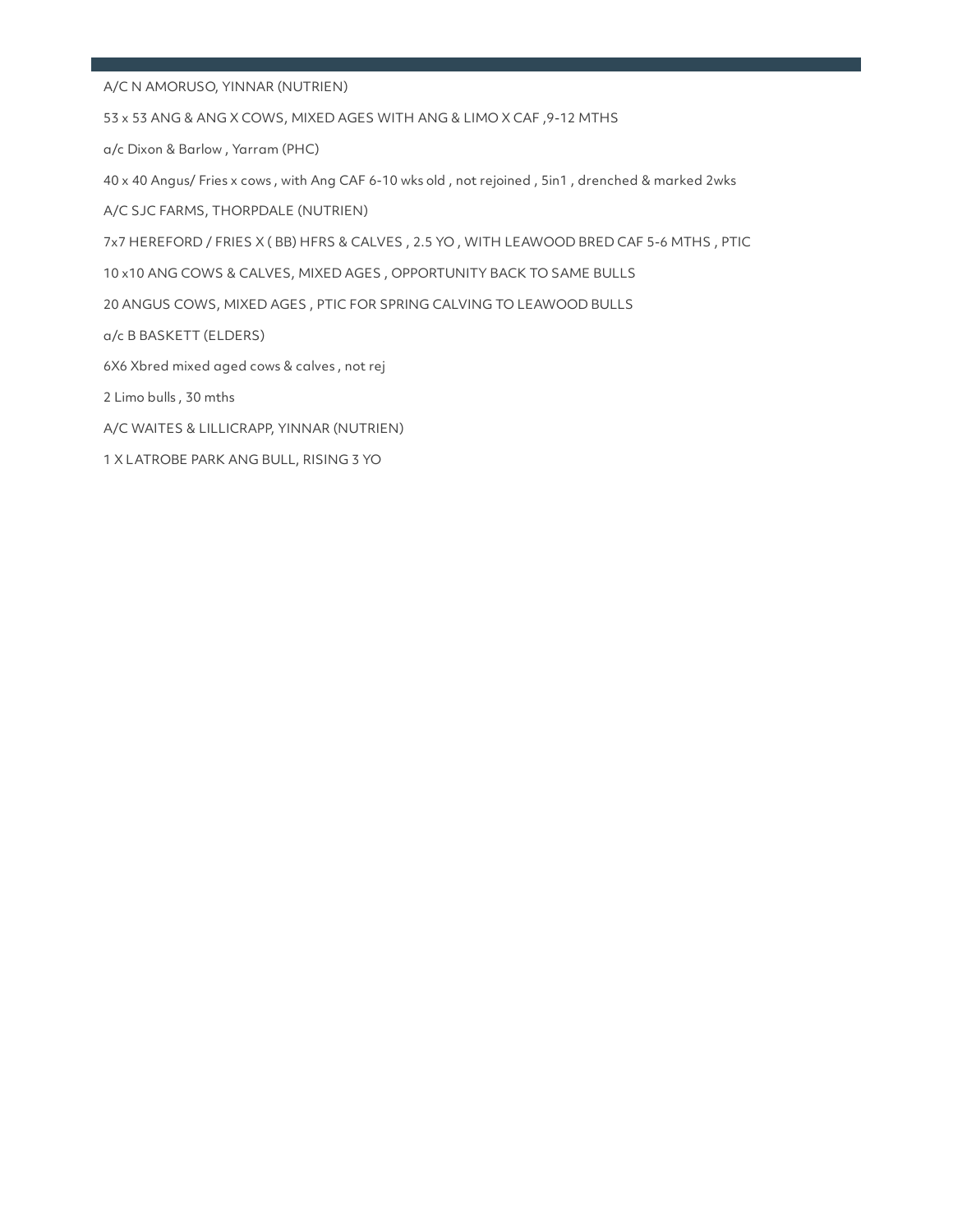A/C N AMORUSO, YINNAR (NUTRIEN)

53 x 53 ANG & ANG X COWS, MIXED AGES WITH ANG & LIMO X CAF ,9-12 MTHS

a/c Dixon & Barlow , Yarram (PHC)

40 x 40 Angus/ Fries x cows , with Ang CAF 6-10 wks old , not rejoined , 5in1 , drenched & marked 2wks

A/C SJC FARMS, THORPDALE (NUTRIEN)

7x7 HEREFORD / FRIES X ( BB) HFRS & CALVES , 2.5 YO , WITH LEAWOOD BRED CAF 5-6 MTHS , PTIC

10 x10 ANG COWS & CALVES, MIXED AGES , OPPORTUNITY BACK TO SAME BULLS

20 ANGUS COWS, MIXED AGES , PTIC FOR SPRING CALVING TO LEAWOOD BULLS

a/c B BASKETT (ELDERS)

6X6 Xbred mixed aged cows & calves , not rej

2 Limo bulls , 30 mths

A/C WAITES & LILLICRAPP, YINNAR (NUTRIEN)

1 X LATROBE PARK ANG BULL, RISING 3 YO